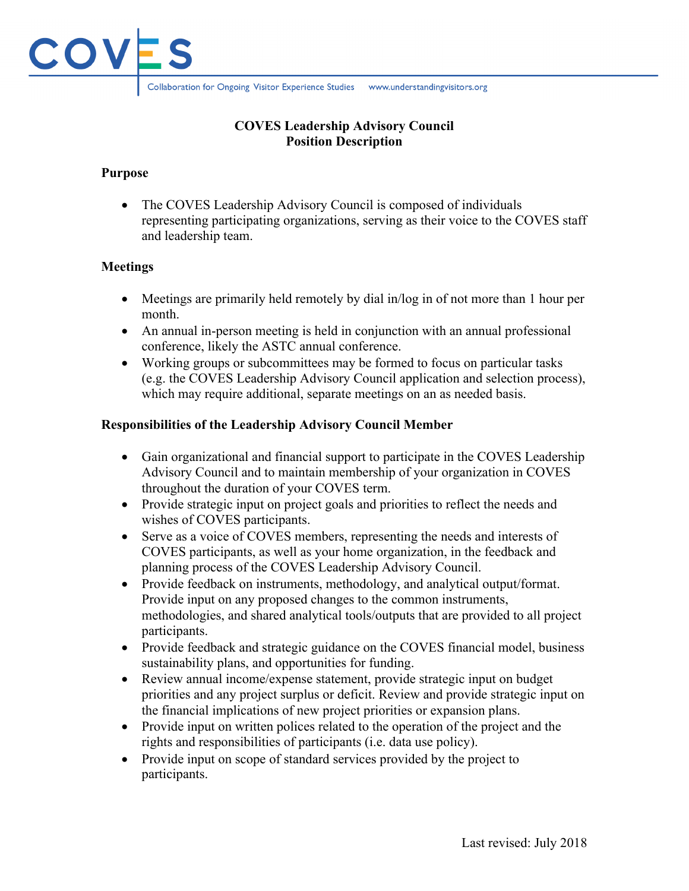# COVES Leadership Advisory Council
## Position Description

### Purpose

- The COVES Leadership Advisory Council is composed of individuals representing participating organizations, serving as their voice to the COVES staff and leadership team.

### Meetings

- Meetings are primarily held remotely by dial in/log in of not more than 1 hour per month.
- An annual in-person meeting is held in conjunction with an annual professional conference, likely the ASTC annual conference.
- Working groups or subcommittees may be formed to focus on particular tasks (e.g. the COVES Leadership Advisory Council application and selection process), which may require additional, separate meetings on an as needed basis.

### Responsibilities of the Leadership Advisory Council Member

- Gain organizational and financial support to participate in the COVES Leadership Advisory Council and to maintain membership of your organization in COVES throughout the duration of your COVES term.
- Provide strategic input on project goals and priorities to reflect the needs and wishes of COVES participants.
- Serve as a voice of COVES members, representing the needs and interests of COVES participants, as well as your home organization, in the feedback and planning process of the COVES Leadership Advisory Council.
- Provide feedback on instruments, methodology, and analytical output/format. Provide input on any proposed changes to the common instruments, methodologies, and shared analytical tools/outputs that are provided to all project participants.
- Provide feedback and strategic guidance on the COVES financial model, business sustainability plans, and opportunities for funding.
- Review annual income/expense statement, provide strategic input on budget priorities and any project surplus or deficit. Review and provide strategic input on the financial implications of new project priorities or expansion plans.
- Provide input on written polices related to the operation of the project and the rights and responsibilities of participants (i.e. data use policy).
- Provide input on scope of standard services provided by the project to participants.

Last revised: July 2018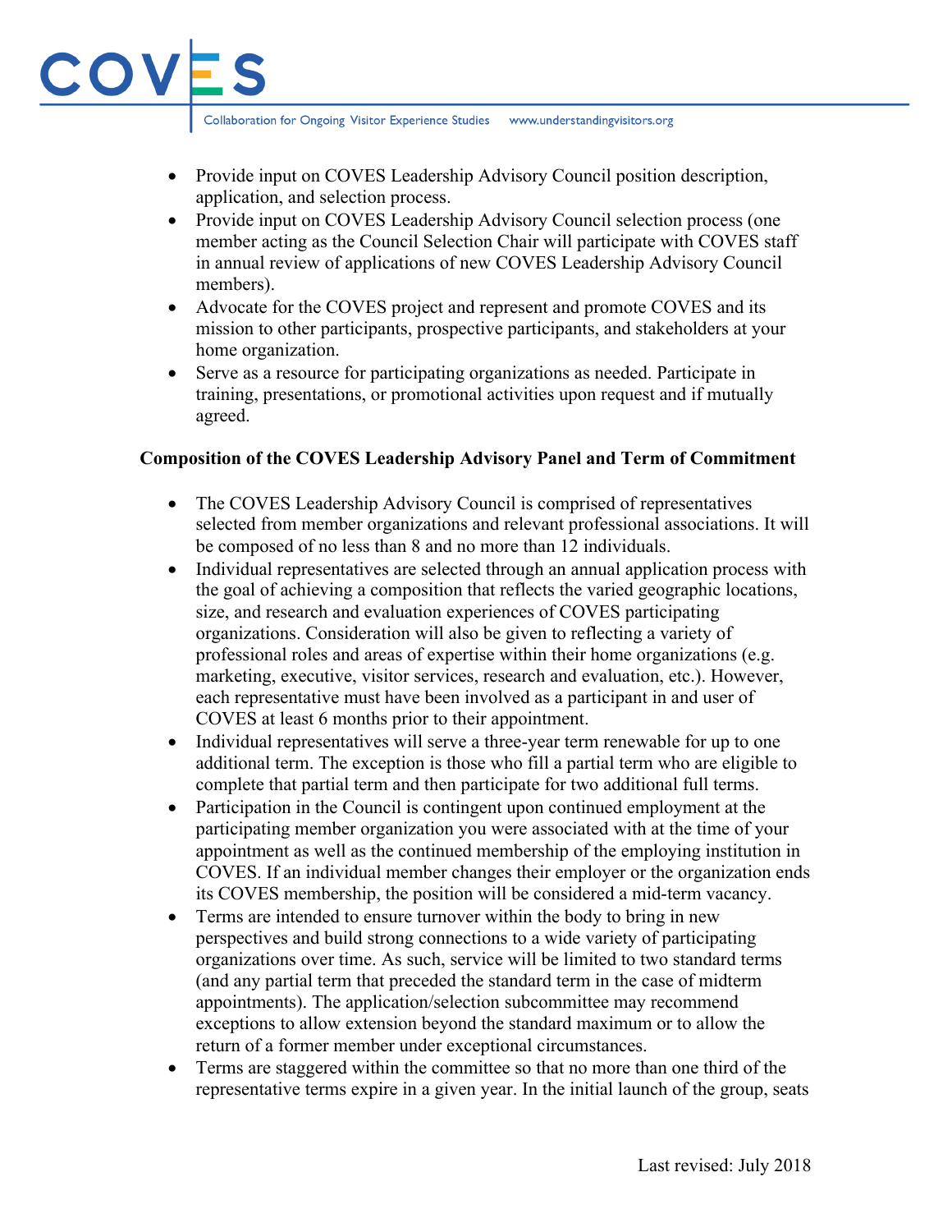- Provide input on COVES Leadership Advisory Council position description, application, and selection process.
- Provide input on COVES Leadership Advisory Council selection process (one member acting as the Council Selection Chair will participate with COVES staff in annual review of applications of new COVES Leadership Advisory Council members).
- Advocate for the COVES project and represent and promote COVES and its mission to other participants, prospective participants, and stakeholders at your home organization.
- Serve as a resource for participating organizations as needed. Participate in training, presentations, or promotional activities upon request and if mutually agreed.

**Composition of the COVES Leadership Advisory Panel and Term of Commitment**

- The COVES Leadership Advisory Council is comprised of representatives selected from member organizations and relevant professional associations. It will be composed of no less than 8 and no more than 12 individuals.
- Individual representatives are selected through an annual application process with the goal of achieving a composition that reflects the varied geographic locations, size, and research and evaluation experiences of COVES participating organizations. Consideration will also be given to reflecting a variety of professional roles and areas of expertise within their home organizations (e.g. marketing, executive, visitor services, research and evaluation, etc.). However, each representative must have been involved as a participant in and user of COVES at least 6 months prior to their appointment.
- Individual representatives will serve a three-year term renewable for up to one additional term. The exception is those who fill a partial term who are eligible to complete that partial term and then participate for two additional full terms.
- Participation in the Council is contingent upon continued employment at the participating member organization you were associated with at the time of your appointment as well as the continued membership of the employing institution in COVES. If an individual member changes their employer or the organization ends its COVES membership, the position will be considered a mid-term vacancy.
- Terms are intended to ensure turnover within the body to bring in new perspectives and build strong connections to a wide variety of participating organizations over time. As such, service will be limited to two standard terms (and any partial term that preceded the standard term in the case of midterm appointments). The application/selection subcommittee may recommend exceptions to allow extension beyond the standard maximum or to allow the return of a former member under exceptional circumstances.
- Terms are staggered within the committee so that no more than one third of the representative terms expire in a given year. In the initial launch of the group, seats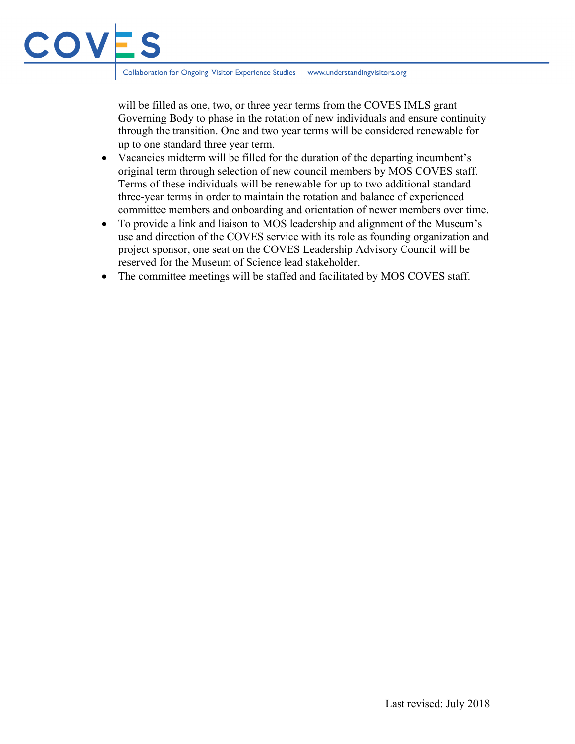will be filled as one, two, or three year terms from the COVES IMLS grant Governing Body to phase in the rotation of new individuals and ensure continuity through the transition. One and two year terms will be considered renewable for up to one standard three year term.

- Vacancies midterm will be filled for the duration of the departing incumbent's original term through selection of new council members by MOS COVES staff. Terms of these individuals will be renewable for up to two additional standard three-year terms in order to maintain the rotation and balance of experienced committee members and onboarding and orientation of newer members over time.
- To provide a link and liaison to MOS leadership and alignment of the Museum's use and direction of the COVES service with its role as founding organization and project sponsor, one seat on the COVES Leadership Advisory Council will be reserved for the Museum of Science lead stakeholder.
- The committee meetings will be staffed and facilitated by MOS COVES staff.

Last revised: July 2018